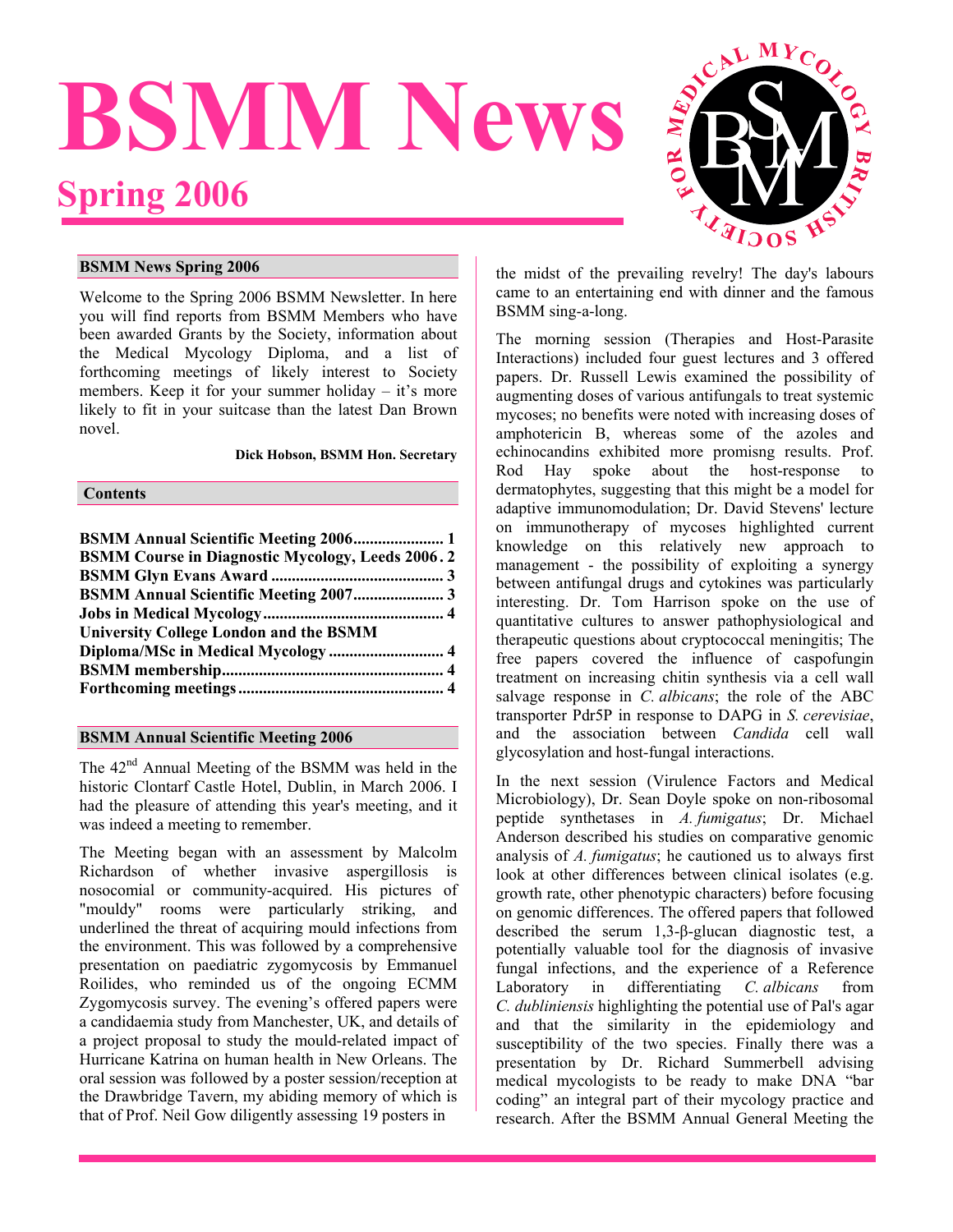# BSMM News

## Spring 2006

### BSMM News Spring 2006

Welcome to the Spring 2006 BSMM Newsletter. In here you will find reports from BSMM Members who have been awarded Grants by the Society, information about the Medical Mycology Diploma, and a list of forthcoming meetings of likely interest to Society members. Keep it for your summer holiday – it's more likely to fit in your suitcase than the latest Dan Brown novel.

**Dick Hobson, BSMM Hon. Secretary**

### Contents

**BSMM Annual Scientific Meeting 2006...................... 1**
**BSMM Course in Diagnostic Mycology, Leeds 2006 . 2**
**BSMM Glyn Evans Award ........................................ 3**
**BSMM Annual Scientific Meeting 2007...................... 3**
**Jobs in Medical Mycology........................................... 4**
**University College London and the BSMM Diploma/MSc in Medical Mycology ............................ 4**
**BSMM membership..................................................... 4**
**Forthcoming meetings.................................................. 4**

### BSMM Annual Scientific Meeting 2006

The 42nd Annual Meeting of the BSMM was held in the historic Clontarf Castle Hotel, Dublin, in March 2006. I had the pleasure of attending this year's meeting, and it was indeed a meeting to remember.

The Meeting began with an assessment by Malcolm Richardson of whether invasive aspergillosis is nosocomial or community-acquired. His pictures of "mouldy" rooms were particularly striking, and underlined the threat of acquiring mould infections from the environment. This was followed by a comprehensive presentation on paediatric zygomycosis by Emmanuel Roilides, who reminded us of the ongoing ECMM Zygomycosis survey. The evening's offered papers were a candidaemia study from Manchester, UK, and details of a project proposal to study the mould-related impact of Hurricane Katrina on human health in New Orleans. The oral session was followed by a poster session/reception at the Drawbridge Tavern, my abiding memory of which is that of Prof. Neil Gow diligently assessing 19 posters in the midst of the prevailing revelry! The day's labours came to an entertaining end with dinner and the famous BSMM sing-a-long.

The morning session (Therapies and Host-Parasite Interactions) included four guest lectures and 3 offered papers. Dr. Russell Lewis examined the possibility of augmenting doses of various antifungals to treat systemic mycoses; no benefits were noted with increasing doses of amphotericin B, whereas some of the azoles and echinocandins exhibited more promisng results. Prof. Rod Hay spoke about the host-response to dermatophytes, suggesting that this might be a model for adaptive immunomodulation; Dr. David Stevens' lecture on immunotherapy of mycoses highlighted current knowledge on this relatively new approach to management - the possibility of exploiting a synergy between antifungal drugs and cytokines was particularly interesting. Dr. Tom Harrison spoke on the use of quantitative cultures to answer pathophysiological and therapeutic questions about cryptococcal meningitis; The free papers covered the influence of caspofungin treatment on increasing chitin synthesis via a cell wall salvage response in *C. albicans*; the role of the ABC transporter Pdr5P in response to DAPG in *S. cerevisiae*, and the association between *Candida* cell wall glycosylation and host-fungal interactions.

In the next session (Virulence Factors and Medical Microbiology), Dr. Sean Doyle spoke on non-ribosomal peptide synthetases in *A. fumigatus*; Dr. Michael Anderson described his studies on comparative genomic analysis of *A. fumigatus*; he cautioned us to always first look at other differences between clinical isolates (e.g. growth rate, other phenotypic characters) before focusing on genomic differences. The offered papers that followed described the serum 1,3-β-glucan diagnostic test, a potentially valuable tool for the diagnosis of invasive fungal infections, and the experience of a Reference Laboratory in differentiating *C. albicans* from *C. dubliniensis* highlighting the potential use of Pal's agar and that the similarity in the epidemiology and susceptibility of the two species. Finally there was a presentation by Dr. Richard Summerbell advising medical mycologists to be ready to make DNA "bar coding" an integral part of their mycology practice and research. After the BSMM Annual General Meeting the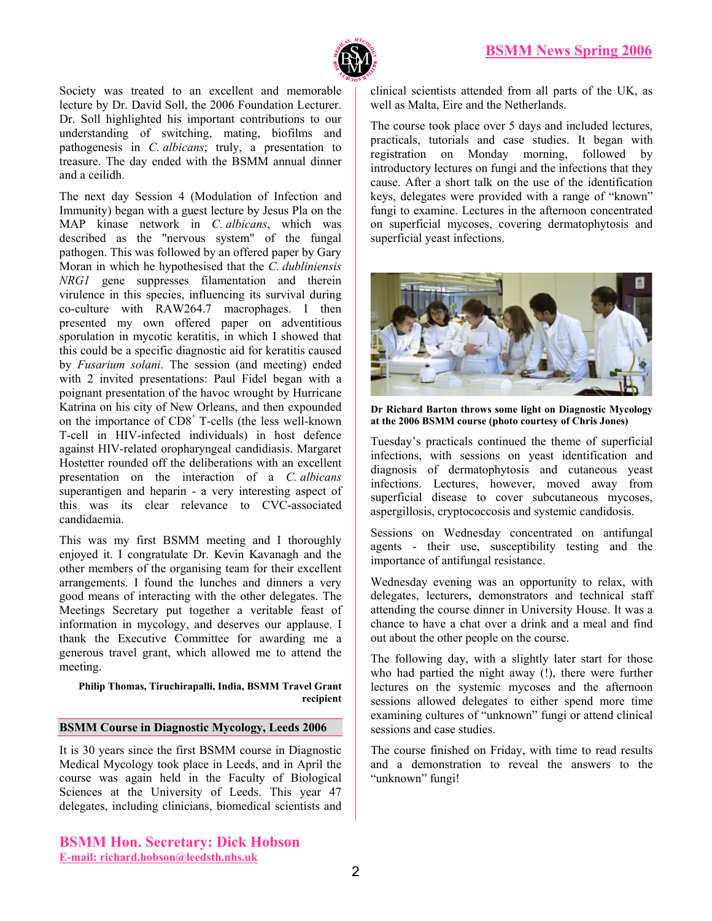Society was treated to an excellent and memorable lecture by Dr. David Soll, the 2006 Foundation Lecturer. Dr. Soll highlighted his important contributions to our understanding of switching, mating, biofilms and pathogenesis in *C. albicans*; truly, a presentation to treasure. The day ended with the BSMM annual dinner and a ceilidh.

The next day Session 4 (Modulation of Infection and Immunity) began with a guest lecture by Jesus Pla on the MAP kinase network in *C. albicans*, which was described as the "nervous system" of the fungal pathogen. This was followed by an offered paper by Gary Moran in which he hypothesised that the *C. dubliniensis NRG1* gene suppresses filamentation and therein virulence in this species, influencing its survival during co-culture with RAW264.7 macrophages. I then presented my own offered paper on adventitious sporulation in mycotic keratitis, in which I showed that this could be a specific diagnostic aid for keratitis caused by *Fusarium solani*. The session (and meeting) ended with 2 invited presentations: Paul Fidel began with a poignant presentation of the havoc wrought by Hurricane Katrina on his city of New Orleans, and then expounded on the importance of $CD8^{+}$ T-cells (the less well-known T-cell in HIV-infected individuals) in host defence against HIV-related oropharyngeal candidiasis. Margaret Hostetter rounded off the deliberations with an excellent presentation on the interaction of a *C. albicans* superantigen and heparin - a very interesting aspect of this was its clear relevance to CVC-associated candidaemia.

This was my first BSMM meeting and I thoroughly enjoyed it. I congratulate Dr. Kevin Kavanagh and the other members of the organising team for their excellent arrangements. I found the lunches and dinners a very good means of interacting with the other delegates. The Meetings Secretary put together a veritable feast of information in mycology, and deserves our applause. I thank the Executive Committee for awarding me a generous travel grant, which allowed me to attend the meeting.

**Philip Thomas, Tiruchirapalli, India, BSMM Travel Grant recipient**

## BSMM Course in Diagnostic Mycology, Leeds 2006

It is 30 years since the first BSMM course in Diagnostic Medical Mycology took place in Leeds, and in April the course was again held in the Faculty of Biological Sciences at the University of Leeds. This year 47 delegates, including clinicians, biomedical scientists and clinical scientists attended from all parts of the UK, as well as Malta, Eire and the Netherlands.

The course took place over 5 days and included lectures, practicals, tutorials and case studies. It began with registration on Monday morning, followed by introductory lectures on fungi and the infections that they cause. After a short talk on the use of the identification keys, delegates were provided with a range of "known" fungi to examine. Lectures in the afternoon concentrated on superficial mycoses, covering dermatophytosis and superficial yeast infections.

**Dr Richard Barton throws some light on Diagnostic Mycology at the 2006 BSMM course (photo courtesy of Chris Jones)**

Tuesday's practicals continued the theme of superficial infections, with sessions on yeast identification and diagnosis of dermatophytosis and cutaneous yeast infections. Lectures, however, moved away from superficial disease to cover subcutaneous mycoses, aspergillosis, cryptococcosis and systemic candidosis.

Sessions on Wednesday concentrated on antifungal agents - their use, susceptibility testing and the importance of antifungal resistance.

Wednesday evening was an opportunity to relax, with delegates, lecturers, demonstrators and technical staff attending the course dinner in University House. It was a chance to have a chat over a drink and a meal and find out about the other people on the course.

The following day, with a slightly later start for those who had partied the night away (!), there were further lectures on the systemic mycoses and the afternoon sessions allowed delegates to either spend more time examining cultures of "unknown" fungi or attend clinical sessions and case studies.

The course finished on Friday, with time to read results and a demonstration to reveal the answers to the "unknown" fungi!

**BSMM Hon. Secretary: Dick Hobson**
**E-mail: richard.hobson@leedsth.nhs.uk**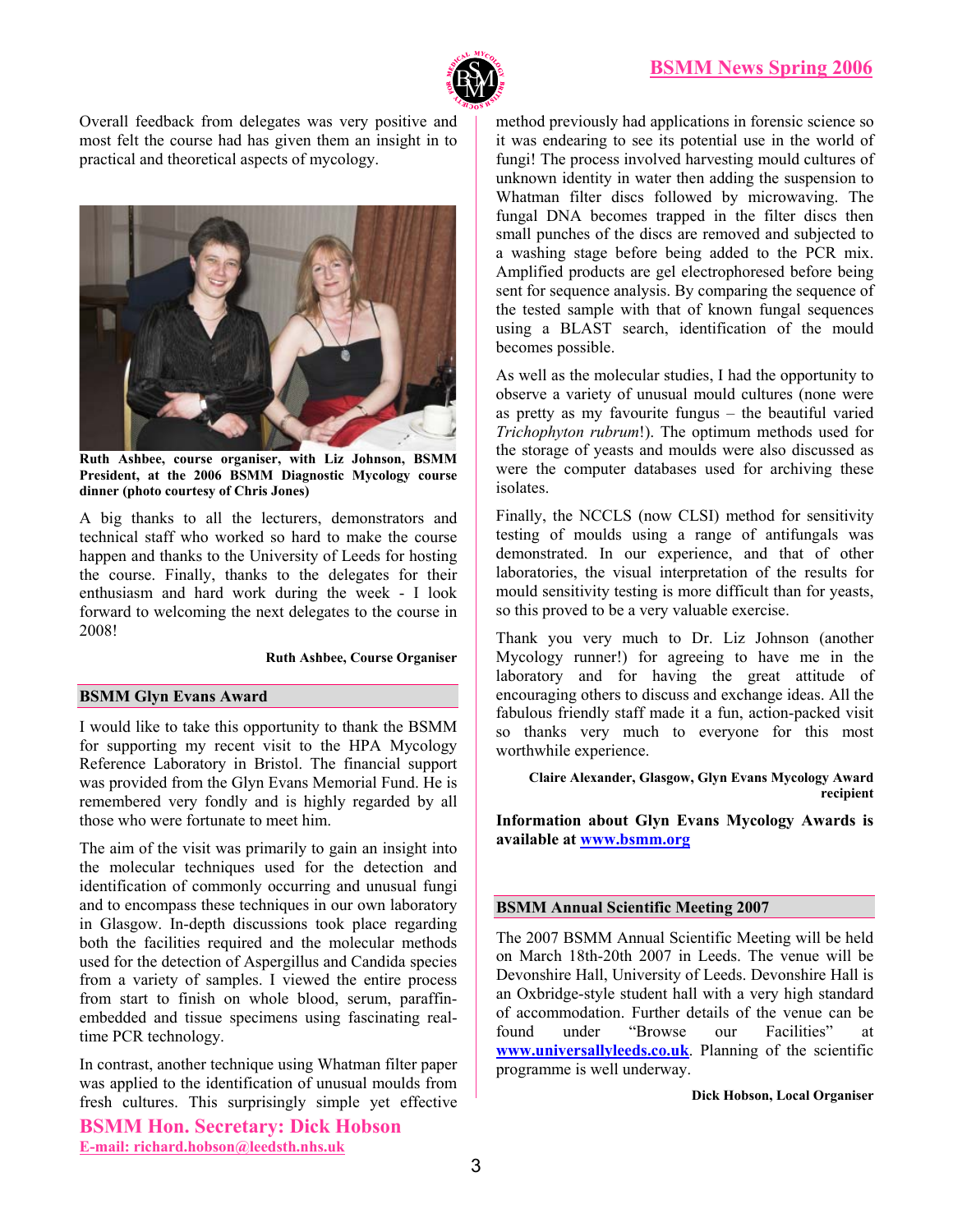Overall feedback from delegates was very positive and most felt the course had has given them an insight in to practical and theoretical aspects of mycology.

**Ruth Ashbee, course organiser, with Liz Johnson, BSMM President, at the 2006 BSMM Diagnostic Mycology course dinner (photo courtesy of Chris Jones)**

A big thanks to all the lecturers, demonstrators and technical staff who worked so hard to make the course happen and thanks to the University of Leeds for hosting the course. Finally, thanks to the delegates for their enthusiasm and hard work during the week - I look forward to welcoming the next delegates to the course in 2008!

**Ruth Ashbee, Course Organiser**

## BSMM Glyn Evans Award

I would like to take this opportunity to thank the BSMM for supporting my recent visit to the HPA Mycology Reference Laboratory in Bristol. The financial support was provided from the Glyn Evans Memorial Fund. He is remembered very fondly and is highly regarded by all those who were fortunate to meet him.

The aim of the visit was primarily to gain an insight into the molecular techniques used for the detection and identification of commonly occurring and unusual fungi and to encompass these techniques in our own laboratory in Glasgow. In-depth discussions took place regarding both the facilities required and the molecular methods used for the detection of Aspergillus and Candida species from a variety of samples. I viewed the entire process from start to finish on whole blood, serum, paraffin-embedded and tissue specimens using fascinating real-time PCR technology.

In contrast, another technique using Whatman filter paper was applied to the identification of unusual moulds from fresh cultures. This surprisingly simple yet effective method previously had applications in forensic science so it was endearing to see its potential use in the world of fungi! The process involved harvesting mould cultures of unknown identity in water then adding the suspension to Whatman filter discs followed by microwaving. The fungal DNA becomes trapped in the filter discs then small punches of the discs are removed and subjected to a washing stage before being added to the PCR mix. Amplified products are gel electrophoresed before being sent for sequence analysis. By comparing the sequence of the tested sample with that of known fungal sequences using a BLAST search, identification of the mould becomes possible.

As well as the molecular studies, I had the opportunity to observe a variety of unusual mould cultures (none were as pretty as my favourite fungus – the beautiful varied *Trichophyton rubrum*!). The optimum methods used for the storage of yeasts and moulds were also discussed as were the computer databases used for archiving these isolates.

Finally, the NCCLS (now CLSI) method for sensitivity testing of moulds using a range of antifungals was demonstrated. In our experience, and that of other laboratories, the visual interpretation of the results for mould sensitivity testing is more difficult than for yeasts, so this proved to be a very valuable exercise.

Thank you very much to Dr. Liz Johnson (another Mycology runner!) for agreeing to have me in the laboratory and for having the great attitude of encouraging others to discuss and exchange ideas. All the fabulous friendly staff made it a fun, action-packed visit so thanks very much to everyone for this most worthwhile experience.

**Claire Alexander, Glasgow, Glyn Evans Mycology Award recipient**

**Information about Glyn Evans Mycology Awards is available at www.bsmm.org**

## BSMM Annual Scientific Meeting 2007

The 2007 BSMM Annual Scientific Meeting will be held on March 18th-20th 2007 in Leeds. The venue will be Devonshire Hall, University of Leeds. Devonshire Hall is an Oxbridge-style student hall with a very high standard of accommodation. Further details of the venue can be found under "Browse our Facilities" at **www.universallyleeds.co.uk**. Planning of the scientific programme is well underway.

**Dick Hobson, Local Organiser**

**BSMM Hon. Secretary: Dick Hobson**
**E-mail: richard.hobson@leedsth.nhs.uk**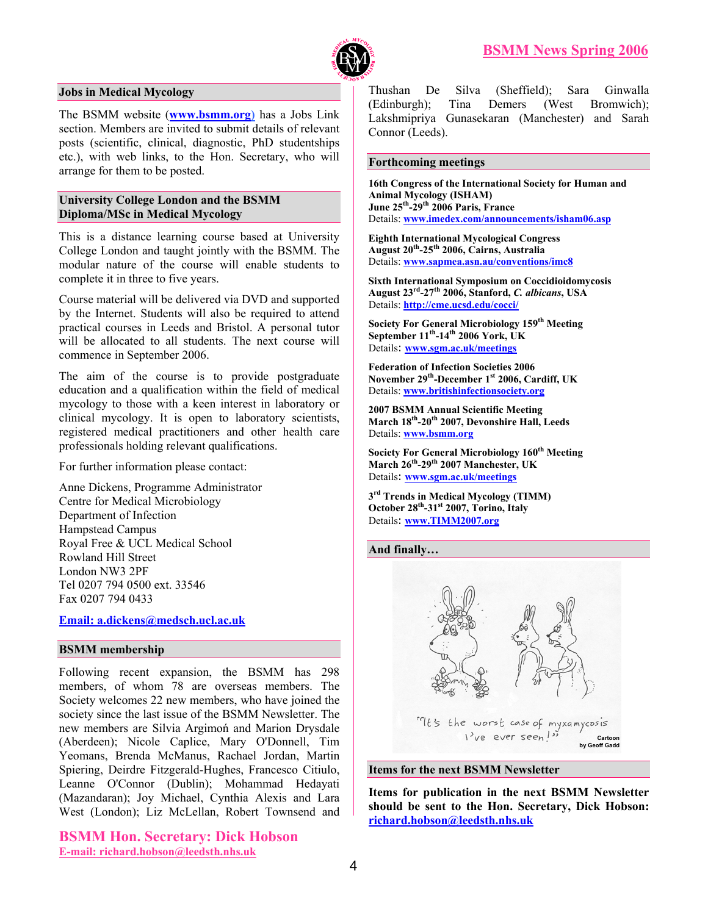## Jobs in Medical Mycology

The BSMM website (**www.bsmm.org**) has a Jobs Link section. Members are invited to submit details of relevant posts (scientific, clinical, diagnostic, PhD studentships etc.), with web links, to the Hon. Secretary, who will arrange for them to be posted.

## University College London and the BSMM Diploma/MSc in Medical Mycology

This is a distance learning course based at University College London and taught jointly with the BSMM. The modular nature of the course will enable students to complete it in three to five years.

Course material will be delivered via DVD and supported by the Internet. Students will also be required to attend practical courses in Leeds and Bristol. A personal tutor will be allocated to all students. The next course will commence in September 2006.

The aim of the course is to provide postgraduate education and a qualification within the field of medical mycology to those with a keen interest in laboratory or clinical mycology. It is open to laboratory scientists, registered medical practitioners and other health care professionals holding relevant qualifications.

For further information please contact:

Anne Dickens, Programme Administrator
Centre for Medical Microbiology
Department of Infection
Hampstead Campus
Royal Free & UCL Medical School
Rowland Hill Street
London NW3 2PF
Tel 0207 794 0500 ext. 33546
Fax 0207 794 0433

**Email: a.dickens@medsch.ucl.ac.uk**

## BSMM membership

Following recent expansion, the BSMM has 298 members, of whom 78 are overseas members. The Society welcomes 22 new members, who have joined the society since the last issue of the BSMM Newsletter. The new members are Silvia Argimoń and Marion Drysdale (Aberdeen); Nicole Caplice, Mary O'Donnell, Tim Yeomans, Brenda McManus, Rachael Jordan, Martin Spiering, Deirdre Fitzgerald-Hughes, Francesco Citiulo, Leanne O'Connor (Dublin); Mohammad Hedayati (Mazandaran); Joy Michael, Cynthia Alexis and Lara West (London); Liz McLellan, Robert Townsend and Thushan De Silva (Sheffield); Sara Ginwalla (Edinburgh); Tina Demers (West Bromwich); Lakshmipriya Gunasekaran (Manchester) and Sarah Connor (Leeds).

**BSMM Hon. Secretary: Dick Hobson**
**E-mail: richard.hobson@leedsth.nhs.uk**

## Forthcoming meetings

**16th Congress of the International Society for Human and Animal Mycology (ISHAM)**
**June 25th-29th 2006 Paris, France**
Details: **www.imedex.com/announcements/isham06.asp**

**Eighth International Mycological Congress**
**August 20th-25th 2006, Cairns, Australia**
Details: **www.sapmea.asn.au/conventions/imc8**

**Sixth International Symposium on Coccidioidomycosis**
**August 23rd-27th 2006, Stanford, *C. albicans*, USA**
Details: **http://cme.ucsd.edu/cocci/**

**Society For General Microbiology 159th Meeting**
**September 11th-14th 2006 York, UK**
Details: **www.sgm.ac.uk/meetings**

**Federation of Infection Societies 2006**
**November 29th-December 1st 2006, Cardiff, UK**
Details: **www.britishinfectionsociety.org**

**2007 BSMM Annual Scientific Meeting**
**March 18th-20th 2007, Devonshire Hall, Leeds**
Details: **www.bsmm.org**

**Society For General Microbiology 160th Meeting**
**March 26th-29th 2007 Manchester, UK**
Details: **www.sgm.ac.uk/meetings**

**3rd Trends in Medical Mycology (TIMM)**
**October 28th-31st 2007, Torino, Italy**
Details: **www.TIMM2007.org**

## And finally…

"It's the worst case of myxamycosis I've ever seen!"

Cartoon by Geoff Gadd

## Items for the next BSMM Newsletter

**Items for publication in the next BSMM Newsletter should be sent to the Hon. Secretary, Dick Hobson: richard.hobson@leedsth.nhs.uk**